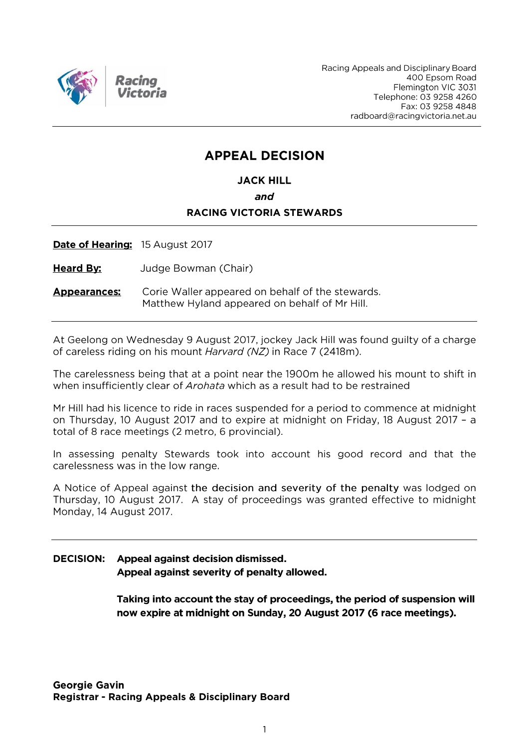Racing Appeals and Disciplinary Board
400 Epsom Road
Flemington VIC 3031
Telephone: 03 9258 4260
Fax: 03 9258 4848
radboard@racingvictoria.net.au

# APPEAL DECISION

**JACK HILL**

***and***

**RACING VICTORIA STEWARDS**

**Date of Hearing:** 15 August 2017

**Heard By:** Judge Bowman (Chair)

**Appearances:** Corie Waller appeared on behalf of the stewards.
Matthew Hyland appeared on behalf of Mr Hill.

At Geelong on Wednesday 9 August 2017, jockey Jack Hill was found guilty of a charge of careless riding on his mount *Harvard (NZ)* in Race 7 (2418m).

The carelessness being that at a point near the 1900m he allowed his mount to shift in when insufficiently clear of *Arohata* which as a result had to be restrained

Mr Hill had his licence to ride in races suspended for a period to commence at midnight on Thursday, 10 August 2017 and to expire at midnight on Friday, 18 August 2017 – a total of 8 race meetings (2 metro, 6 provincial).

In assessing penalty Stewards took into account his good record and that the carelessness was in the low range.

A Notice of Appeal against the decision and severity of the penalty was lodged on Thursday, 10 August 2017. A stay of proceedings was granted effective to midnight Monday, 14 August 2017.

**DECISION:** **Appeal against decision dismissed.**
**Appeal against severity of penalty allowed.**

**Taking into account the stay of proceedings, the period of suspension will now expire at midnight on Sunday, 20 August 2017 (6 race meetings).**

**Georgie Gavin**
**Registrar - Racing Appeals & Disciplinary Board**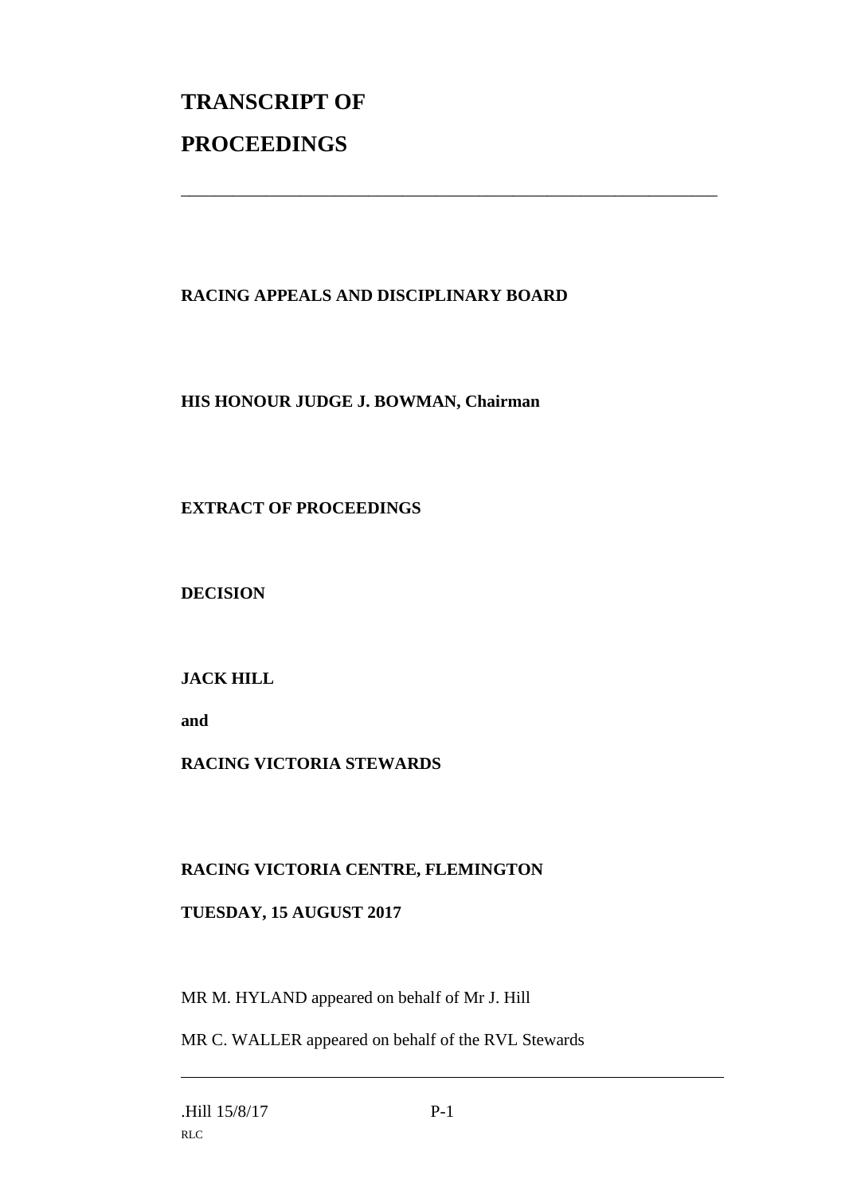# TRANSCRIPT OF PROCEEDINGS

---

**RACING APPEALS AND DISCIPLINARY BOARD**

**HIS HONOUR JUDGE J. BOWMAN, Chairman**

**EXTRACT OF PROCEEDINGS**

**DECISION**

**JACK HILL**

**and**

**RACING VICTORIA STEWARDS**

**RACING VICTORIA CENTRE, FLEMINGTON**

**TUESDAY, 15 AUGUST 2017**

MR M. HYLAND appeared on behalf of Mr J. Hill

MR C. WALLER appeared on behalf of the RVL Stewards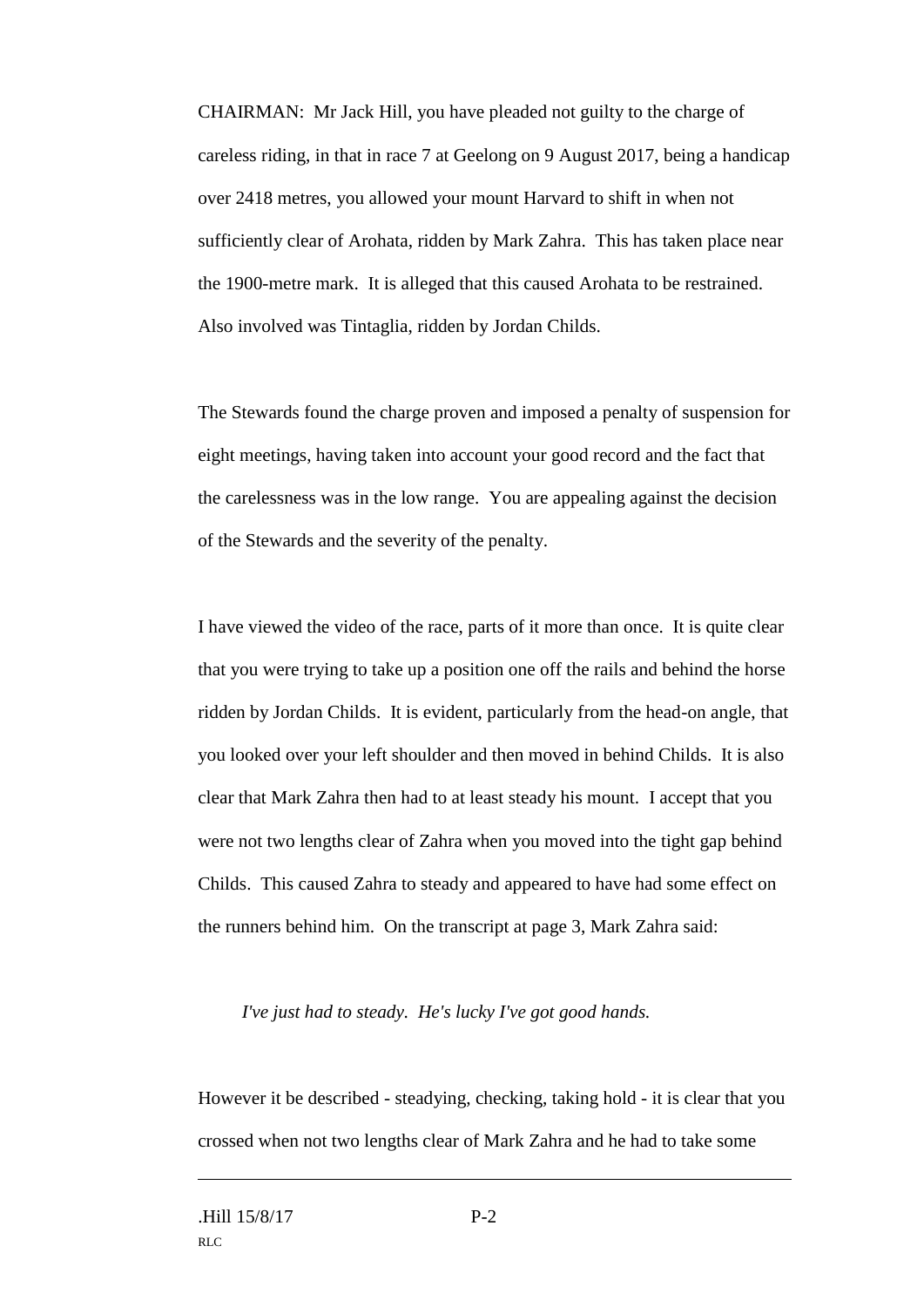CHAIRMAN: Mr Jack Hill, you have pleaded not guilty to the charge of careless riding, in that in race 7 at Geelong on 9 August 2017, being a handicap over 2418 metres, you allowed your mount Harvard to shift in when not sufficiently clear of Arohata, ridden by Mark Zahra. This has taken place near the 1900-metre mark. It is alleged that this caused Arohata to be restrained. Also involved was Tintaglia, ridden by Jordan Childs.

The Stewards found the charge proven and imposed a penalty of suspension for eight meetings, having taken into account your good record and the fact that the carelessness was in the low range. You are appealing against the decision of the Stewards and the severity of the penalty.

I have viewed the video of the race, parts of it more than once. It is quite clear that you were trying to take up a position one off the rails and behind the horse ridden by Jordan Childs. It is evident, particularly from the head-on angle, that you looked over your left shoulder and then moved in behind Childs. It is also clear that Mark Zahra then had to at least steady his mount. I accept that you were not two lengths clear of Zahra when you moved into the tight gap behind Childs. This caused Zahra to steady and appeared to have had some effect on the runners behind him. On the transcript at page 3, Mark Zahra said:

> *I've just had to steady. He's lucky I've got good hands.*

However it be described - steadying, checking, taking hold - it is clear that you crossed when not two lengths clear of Mark Zahra and he had to take some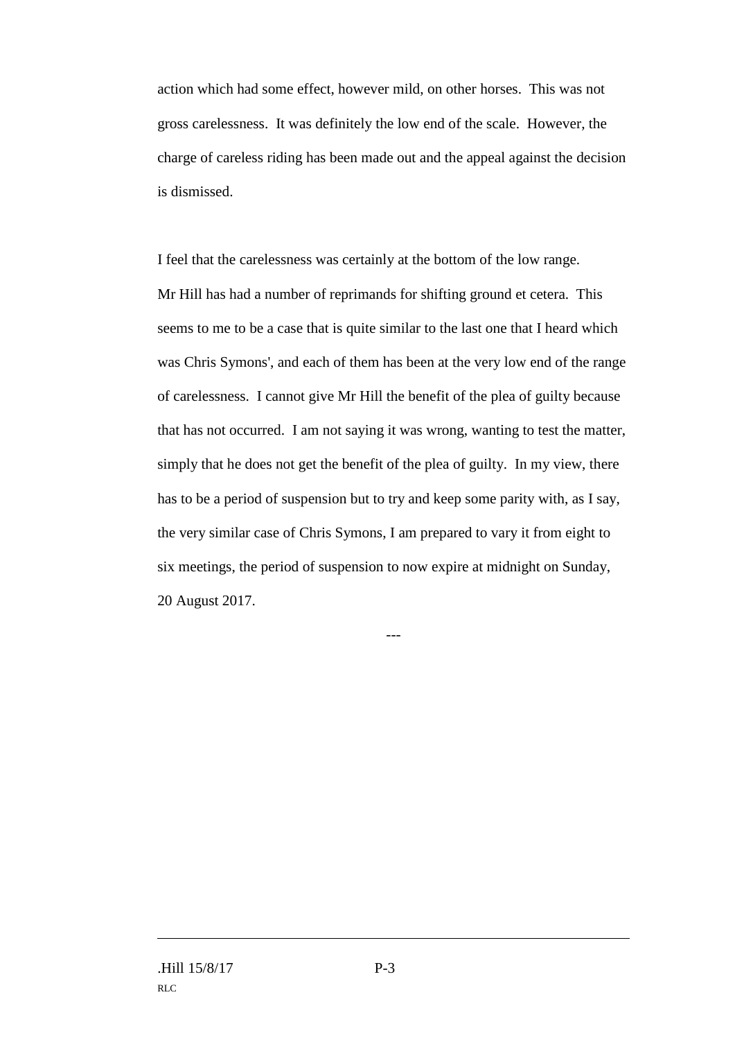action which had some effect, however mild, on other horses. This was not gross carelessness. It was definitely the low end of the scale. However, the charge of careless riding has been made out and the appeal against the decision is dismissed.

I feel that the carelessness was certainly at the bottom of the low range. Mr Hill has had a number of reprimands for shifting ground et cetera. This seems to me to be a case that is quite similar to the last one that I heard which was Chris Symons', and each of them has been at the very low end of the range of carelessness. I cannot give Mr Hill the benefit of the plea of guilty because that has not occurred. I am not saying it was wrong, wanting to test the matter, simply that he does not get the benefit of the plea of guilty. In my view, there has to be a period of suspension but to try and keep some parity with, as I say, the very similar case of Chris Symons, I am prepared to vary it from eight to six meetings, the period of suspension to now expire at midnight on Sunday, 20 August 2017.

---